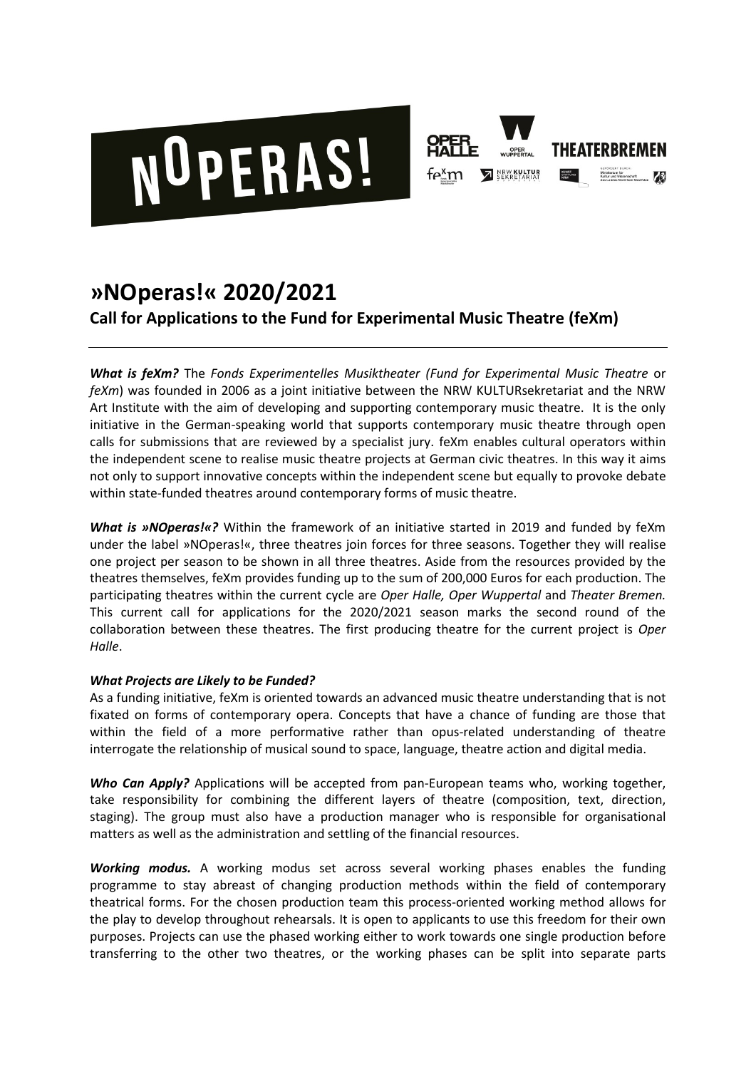# »NOperas!« 2020/2021

## Call for Applications to the Fund for Experimental Music Theatre (feXm)

***What is feXm?*** The *Fonds Experimentelles Musiktheater (Fund for Experimental Music Theatre* or *feXm*) was founded in 2006 as a joint initiative between the NRW KULTURsekretariat and the NRW Art Institute with the aim of developing and supporting contemporary music theatre. It is the only initiative in the German-speaking world that supports contemporary music theatre through open calls for submissions that are reviewed by a specialist jury. feXm enables cultural operators within the independent scene to realise music theatre projects at German civic theatres. In this way it aims not only to support innovative concepts within the independent scene but equally to provoke debate within state-funded theatres around contemporary forms of music theatre.

***What is »NOperas!«?*** Within the framework of an initiative started in 2019 and funded by feXm under the label »NOperas!«, three theatres join forces for three seasons. Together they will realise one project per season to be shown in all three theatres. Aside from the resources provided by the theatres themselves, feXm provides funding up to the sum of 200,000 Euros for each production. The participating theatres within the current cycle are *Oper Halle, Oper Wuppertal* and *Theater Bremen.* This current call for applications for the 2020/2021 season marks the second round of the collaboration between these theatres. The first producing theatre for the current project is *Oper Halle*.

***What Projects are Likely to be Funded?***

As a funding initiative, feXm is oriented towards an advanced music theatre understanding that is not fixated on forms of contemporary opera. Concepts that have a chance of funding are those that within the field of a more performative rather than opus-related understanding of theatre interrogate the relationship of musical sound to space, language, theatre action and digital media.

***Who Can Apply?*** Applications will be accepted from pan-European teams who, working together, take responsibility for combining the different layers of theatre (composition, text, direction, staging). The group must also have a production manager who is responsible for organisational matters as well as the administration and settling of the financial resources.

***Working modus.*** A working modus set across several working phases enables the funding programme to stay abreast of changing production methods within the field of contemporary theatrical forms. For the chosen production team this process-oriented working method allows for the play to develop throughout rehearsals. It is open to applicants to use this freedom for their own purposes. Projects can use the phased working either to work towards one single production before transferring to the other two theatres, or the working phases can be split into separate parts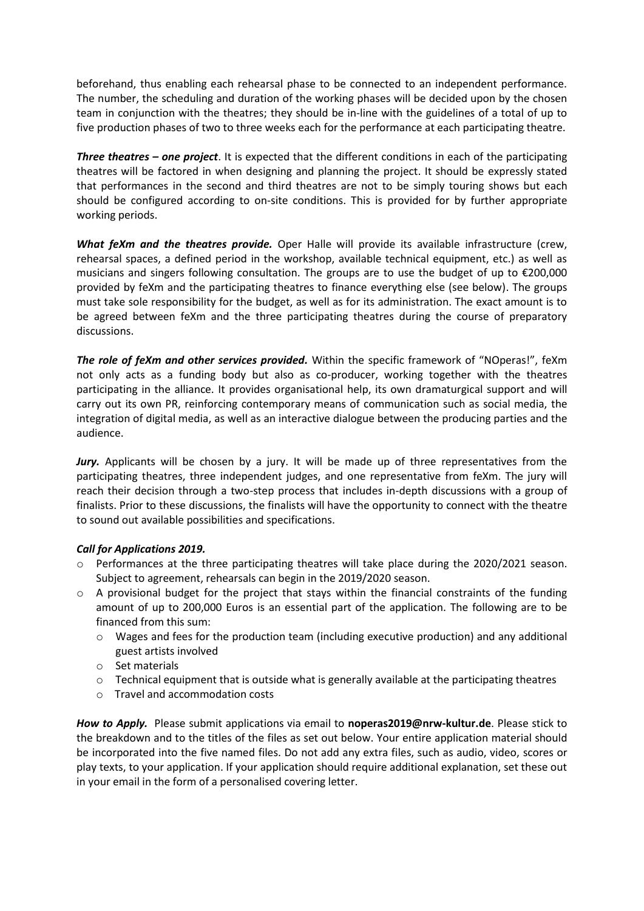beforehand, thus enabling each rehearsal phase to be connected to an independent performance. The number, the scheduling and duration of the working phases will be decided upon by the chosen team in conjunction with the theatres; they should be in-line with the guidelines of a total of up to five production phases of two to three weeks each for the performance at each participating theatre.

***Three theatres – one project***. It is expected that the different conditions in each of the participating theatres will be factored in when designing and planning the project. It should be expressly stated that performances in the second and third theatres are not to be simply touring shows but each should be configured according to on-site conditions. This is provided for by further appropriate working periods.

***What feXm and the theatres provide.*** Oper Halle will provide its available infrastructure (crew, rehearsal spaces, a defined period in the workshop, available technical equipment, etc.) as well as musicians and singers following consultation. The groups are to use the budget of up to €200,000 provided by feXm and the participating theatres to finance everything else (see below). The groups must take sole responsibility for the budget, as well as for its administration. The exact amount is to be agreed between feXm and the three participating theatres during the course of preparatory discussions.

***The role of feXm and other services provided.*** Within the specific framework of "NOperas!", feXm not only acts as a funding body but also as co-producer, working together with the theatres participating in the alliance. It provides organisational help, its own dramaturgical support and will carry out its own PR, reinforcing contemporary means of communication such as social media, the integration of digital media, as well as an interactive dialogue between the producing parties and the audience.

***Jury.*** Applicants will be chosen by a jury. It will be made up of three representatives from the participating theatres, three independent judges, and one representative from feXm. The jury will reach their decision through a two-step process that includes in-depth discussions with a group of finalists. Prior to these discussions, the finalists will have the opportunity to connect with the theatre to sound out available possibilities and specifications.

***Call for Applications 2019.***

- Performances at the three participating theatres will take place during the 2020/2021 season. Subject to agreement, rehearsals can begin in the 2019/2020 season.
- A provisional budget for the project that stays within the financial constraints of the funding amount of up to 200,000 Euros is an essential part of the application. The following are to be financed from this sum:
  - Wages and fees for the production team (including executive production) and any additional guest artists involved
  - Set materials
  - Technical equipment that is outside what is generally available at the participating theatres
  - Travel and accommodation costs

***How to Apply.*** Please submit applications via email to **noperas2019@nrw-kultur.de**. Please stick to the breakdown and to the titles of the files as set out below. Your entire application material should be incorporated into the five named files. Do not add any extra files, such as audio, video, scores or play texts, to your application. If your application should require additional explanation, set these out in your email in the form of a personalised covering letter.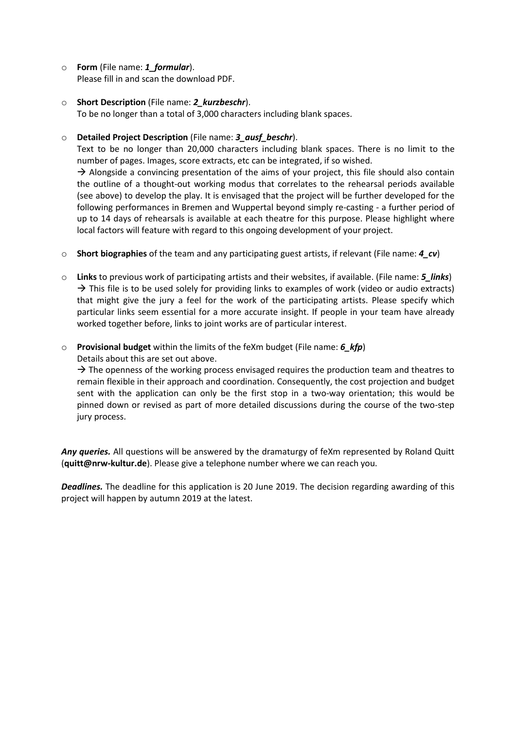- **Form** (File name: ***1_formular***).
  Please fill in and scan the download PDF.

- **Short Description** (File name: ***2_kurzbeschr***).
  To be no longer than a total of 3,000 characters including blank spaces.

- **Detailed Project Description** (File name: ***3_ausf_beschr***).
  Text to be no longer than 20,000 characters including blank spaces. There is no limit to the number of pages. Images, score extracts, etc can be integrated, if so wished.
  → Alongside a convincing presentation of the aims of your project, this file should also contain the outline of a thought-out working modus that correlates to the rehearsal periods available (see above) to develop the play. It is envisaged that the project will be further developed for the following performances in Bremen and Wuppertal beyond simply re-casting - a further period of up to 14 days of rehearsals is available at each theatre for this purpose. Please highlight where local factors will feature with regard to this ongoing development of your project.

- **Short biographies** of the team and any participating guest artists, if relevant (File name: ***4_cv***)

- **Links** to previous work of participating artists and their websites, if available. (File name: ***5_links***)
  → This file is to be used solely for providing links to examples of work (video or audio extracts) that might give the jury a feel for the work of the participating artists. Please specify which particular links seem essential for a more accurate insight. If people in your team have already worked together before, links to joint works are of particular interest.

- **Provisional budget** within the limits of the feXm budget (File name: ***6_kfp***)
  Details about this are set out above.
  → The openness of the working process envisaged requires the production team and theatres to remain flexible in their approach and coordination. Consequently, the cost projection and budget sent with the application can only be the first stop in a two-way orientation; this would be pinned down or revised as part of more detailed discussions during the course of the two-step jury process.

***Any queries.*** All questions will be answered by the dramaturgy of feXm represented by Roland Quitt (**quitt@nrw-kultur.de**). Please give a telephone number where we can reach you.

***Deadlines.*** The deadline for this application is 20 June 2019. The decision regarding awarding of this project will happen by autumn 2019 at the latest.